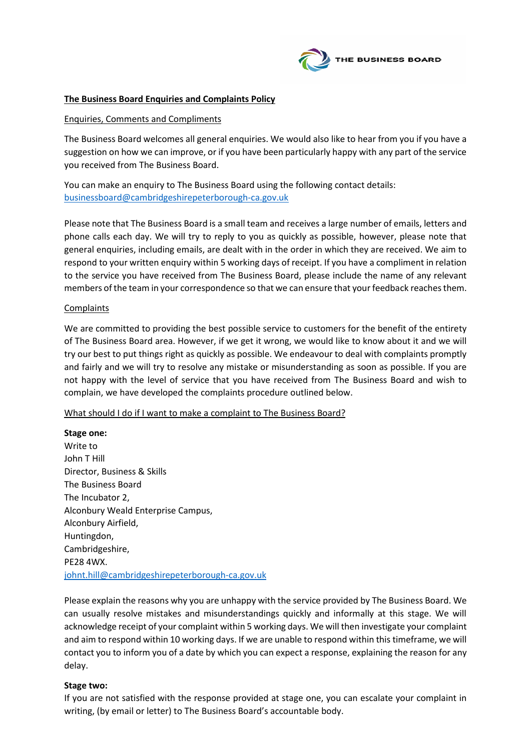# The Business Board Enquiries and Complaints Policy

## Enquiries, Comments and Compliments

The Business Board welcomes all general enquiries. We would also like to hear from you if you have a suggestion on how we can improve, or if you have been particularly happy with any part of the service you received from The Business Board.

You can make an enquiry to The Business Board using the following contact details:
businessboard@cambridgeshirepeterborough-ca.gov.uk

Please note that The Business Board is a small team and receives a large number of emails, letters and phone calls each day. We will try to reply to you as quickly as possible, however, please note that general enquiries, including emails, are dealt with in the order in which they are received. We aim to respond to your written enquiry within 5 working days of receipt. If you have a compliment in relation to the service you have received from The Business Board, please include the name of any relevant members of the team in your correspondence so that we can ensure that your feedback reaches them.

## Complaints

We are committed to providing the best possible service to customers for the benefit of the entirety of The Business Board area. However, if we get it wrong, we would like to know about it and we will try our best to put things right as quickly as possible. We endeavour to deal with complaints promptly and fairly and we will try to resolve any mistake or misunderstanding as soon as possible. If you are not happy with the level of service that you have received from The Business Board and wish to complain, we have developed the complaints procedure outlined below.

## What should I do if I want to make a complaint to The Business Board?

**Stage one:**

Write to
John T Hill
Director, Business & Skills
The Business Board
The Incubator 2,
Alconbury Weald Enterprise Campus,
Alconbury Airfield,
Huntingdon,
Cambridgeshire,
PE28 4WX.
johnt.hill@cambridgeshirepeterborough-ca.gov.uk

Please explain the reasons why you are unhappy with the service provided by The Business Board. We can usually resolve mistakes and misunderstandings quickly and informally at this stage. We will acknowledge receipt of your complaint within 5 working days. We will then investigate your complaint and aim to respond within 10 working days. If we are unable to respond within this timeframe, we will contact you to inform you of a date by which you can expect a response, explaining the reason for any delay.

**Stage two:**

If you are not satisfied with the response provided at stage one, you can escalate your complaint in writing, (by email or letter) to The Business Board's accountable body.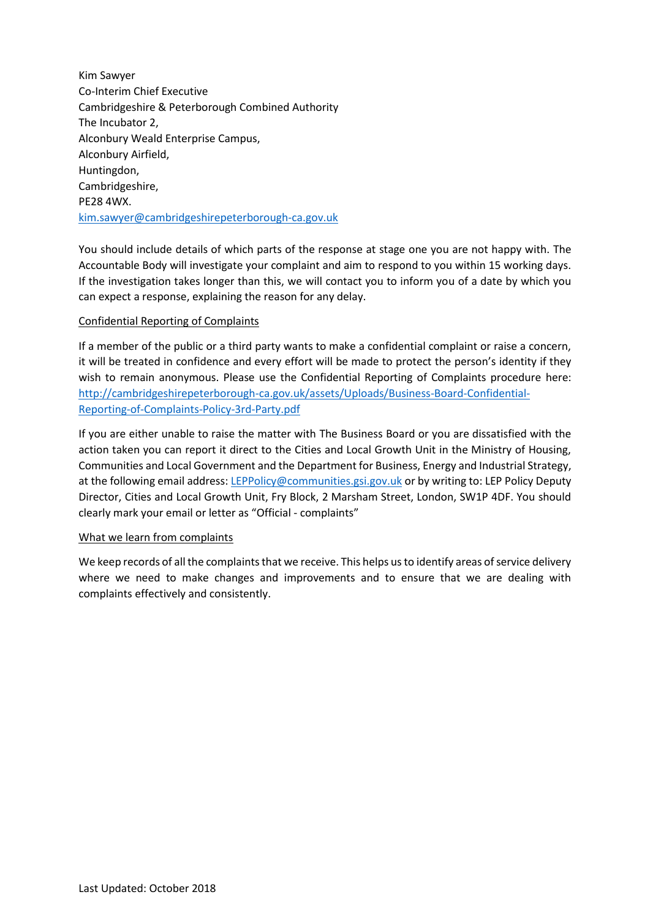Kim Sawyer
Co-Interim Chief Executive
Cambridgeshire & Peterborough Combined Authority
The Incubator 2,
Alconbury Weald Enterprise Campus,
Alconbury Airfield,
Huntingdon,
Cambridgeshire,
PE28 4WX.
kim.sawyer@cambridgeshirepeterborough-ca.gov.uk

You should include details of which parts of the response at stage one you are not happy with. The Accountable Body will investigate your complaint and aim to respond to you within 15 working days. If the investigation takes longer than this, we will contact you to inform you of a date by which you can expect a response, explaining the reason for any delay.

Confidential Reporting of Complaints

If a member of the public or a third party wants to make a confidential complaint or raise a concern, it will be treated in confidence and every effort will be made to protect the person's identity if they wish to remain anonymous. Please use the Confidential Reporting of Complaints procedure here: http://cambridgeshirepeterborough-ca.gov.uk/assets/Uploads/Business-Board-Confidential-Reporting-of-Complaints-Policy-3rd-Party.pdf

If you are either unable to raise the matter with The Business Board or you are dissatisfied with the action taken you can report it direct to the Cities and Local Growth Unit in the Ministry of Housing, Communities and Local Government and the Department for Business, Energy and Industrial Strategy, at the following email address: LEPPolicy@communities.gsi.gov.uk or by writing to: LEP Policy Deputy Director, Cities and Local Growth Unit, Fry Block, 2 Marsham Street, London, SW1P 4DF. You should clearly mark your email or letter as "Official - complaints"

What we learn from complaints

We keep records of all the complaints that we receive. This helps us to identify areas of service delivery where we need to make changes and improvements and to ensure that we are dealing with complaints effectively and consistently.

Last Updated: October 2018